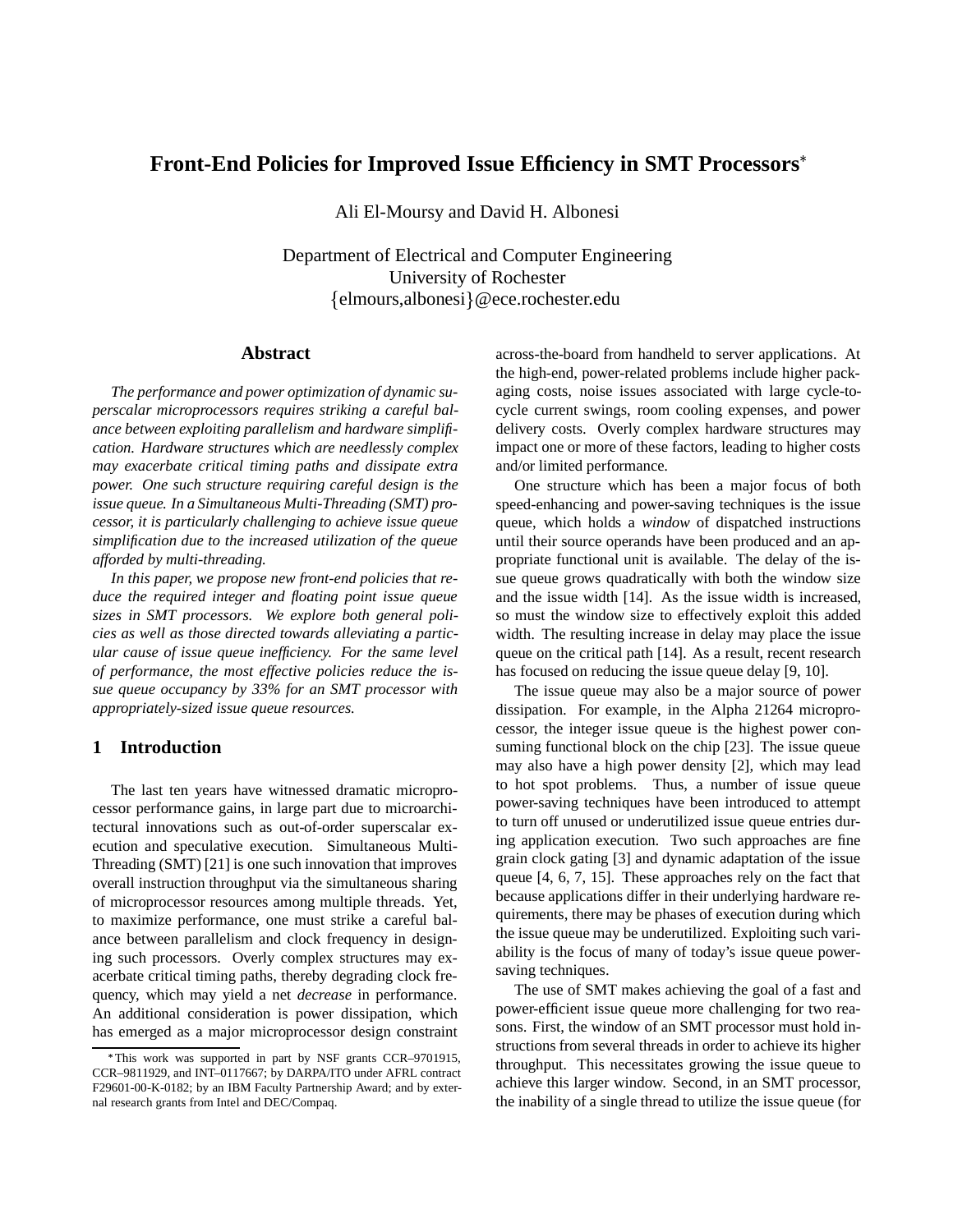# Front-End Policies for Improved Issue Efficiency in SMT Processors*

Ali El-Moursy and David H. Albonesi

Department of Electrical and Computer Engineering
University of Rochester
{elmours,albonesi}@ece.rochester.edu

## Abstract

*The performance and power optimization of dynamic superscalar microprocessors requires striking a careful balance between exploiting parallelism and hardware simplification. Hardware structures which are needlessly complex may exacerbate critical timing paths and dissipate extra power. One such structure requiring careful design is the issue queue. In a Simultaneous Multi-Threading (SMT) processor, it is particularly challenging to achieve issue queue simplification due to the increased utilization of the queue afforded by multi-threading.*

*In this paper, we propose new front-end policies that reduce the required integer and floating point issue queue sizes in SMT processors. We explore both general policies as well as those directed towards alleviating a particular cause of issue queue inefficiency. For the same level of performance, the most effective policies reduce the issue queue occupancy by 33% for an SMT processor with appropriately-sized issue queue resources.*

## 1 Introduction

The last ten years have witnessed dramatic microprocessor performance gains, in large part due to microarchitectural innovations such as out-of-order superscalar execution and speculative execution. Simultaneous Multi-Threading (SMT) [21] is one such innovation that improves overall instruction throughput via the simultaneous sharing of microprocessor resources among multiple threads. Yet, to maximize performance, one must strike a careful balance between parallelism and clock frequency in designing such processors. Overly complex structures may exacerbate critical timing paths, thereby degrading clock frequency, which may yield a net *decrease* in performance. An additional consideration is power dissipation, which has emerged as a major microprocessor design constraint across-the-board from handheld to server applications. At the high-end, power-related problems include higher packaging costs, noise issues associated with large cycle-to-cycle current swings, room cooling expenses, and power delivery costs. Overly complex hardware structures may impact one or more of these factors, leading to higher costs and/or limited performance.

One structure which has been a major focus of both speed-enhancing and power-saving techniques is the issue queue, which holds a *window* of dispatched instructions until their source operands have been produced and an appropriate functional unit is available. The delay of the issue queue grows quadratically with both the window size and the issue width [14]. As the issue width is increased, so must the window size to effectively exploit this added width. The resulting increase in delay may place the issue queue on the critical path [14]. As a result, recent research has focused on reducing the issue queue delay [9, 10].

The issue queue may also be a major source of power dissipation. For example, in the Alpha 21264 microprocessor, the integer issue queue is the highest power consuming functional block on the chip [23]. The issue queue may also have a high power density [2], which may lead to hot spot problems. Thus, a number of issue queue power-saving techniques have been introduced to attempt to turn off unused or underutilized issue queue entries during application execution. Two such approaches are fine grain clock gating [3] and dynamic adaptation of the issue queue [4, 6, 7, 15]. These approaches rely on the fact that because applications differ in their underlying hardware requirements, there may be phases of execution during which the issue queue may be underutilized. Exploiting such variability is the focus of many of today's issue queue power-saving techniques.

The use of SMT makes achieving the goal of a fast and power-efficient issue queue more challenging for two reasons. First, the window of an SMT processor must hold instructions from several threads in order to achieve its higher throughput. This necessitates growing the issue queue to achieve this larger window. Second, in an SMT processor, the inability of a single thread to utilize the issue queue (for

*This work was supported in part by NSF grants CCR–9701915, CCR–9811929, and INT–0117667; by DARPA/ITO under AFRL contract F29601-00-K-0182; by an IBM Faculty Partnership Award; and by external research grants from Intel and DEC/Compaq.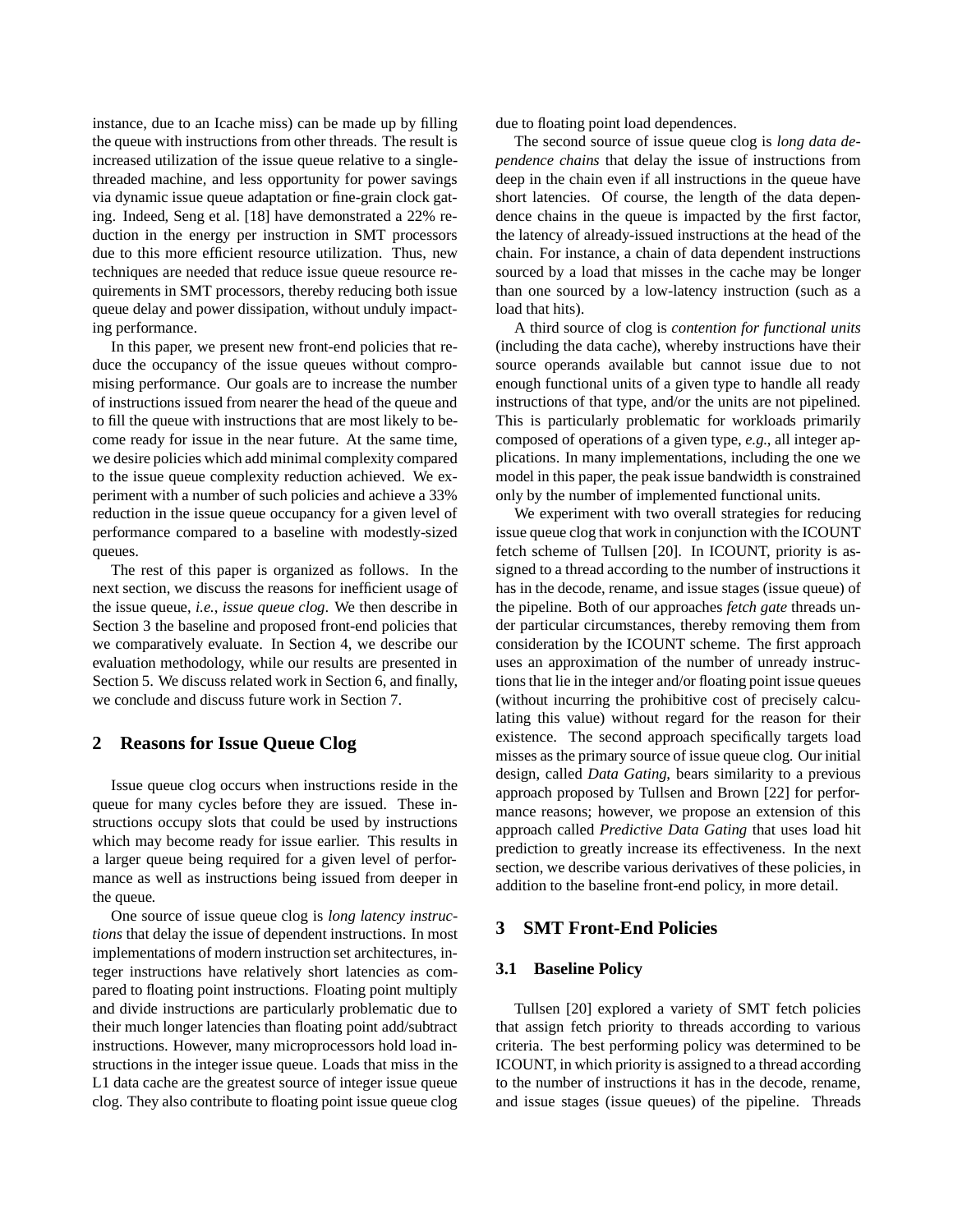instance, due to an Icache miss) can be made up by filling the queue with instructions from other threads. The result is increased utilization of the issue queue relative to a single-threaded machine, and less opportunity for power savings via dynamic issue queue adaptation or fine-grain clock gating. Indeed, Seng et al. [18] have demonstrated a 22% reduction in the energy per instruction in SMT processors due to this more efficient resource utilization. Thus, new techniques are needed that reduce issue queue resource requirements in SMT processors, thereby reducing both issue queue delay and power dissipation, without unduly impacting performance.

In this paper, we present new front-end policies that reduce the occupancy of the issue queues without compromising performance. Our goals are to increase the number of instructions issued from nearer the head of the queue and to fill the queue with instructions that are most likely to become ready for issue in the near future. At the same time, we desire policies which add minimal complexity compared to the issue queue complexity reduction achieved. We experiment with a number of such policies and achieve a 33% reduction in the issue queue occupancy for a given level of performance compared to a baseline with modestly-sized queues.

The rest of this paper is organized as follows. In the next section, we discuss the reasons for inefficient usage of the issue queue, *i.e.*, *issue queue clog*. We then describe in Section 3 the baseline and proposed front-end policies that we comparatively evaluate. In Section 4, we describe our evaluation methodology, while our results are presented in Section 5. We discuss related work in Section 6, and finally, we conclude and discuss future work in Section 7.

## 2 Reasons for Issue Queue Clog

Issue queue clog occurs when instructions reside in the queue for many cycles before they are issued. These instructions occupy slots that could be used by instructions which may become ready for issue earlier. This results in a larger queue being required for a given level of performance as well as instructions being issued from deeper in the queue.

One source of issue queue clog is *long latency instructions* that delay the issue of dependent instructions. In most implementations of modern instruction set architectures, integer instructions have relatively short latencies as compared to floating point instructions. Floating point multiply and divide instructions are particularly problematic due to their much longer latencies than floating point add/subtract instructions. However, many microprocessors hold load instructions in the integer issue queue. Loads that miss in the L1 data cache are the greatest source of integer issue queue clog. They also contribute to floating point issue queue clog due to floating point load dependences.

The second source of issue queue clog is *long data dependence chains* that delay the issue of instructions from deep in the chain even if all instructions in the queue have short latencies. Of course, the length of the data dependence chains in the queue is impacted by the first factor, the latency of already-issued instructions at the head of the chain. For instance, a chain of data dependent instructions sourced by a load that misses in the cache may be longer than one sourced by a low-latency instruction (such as a load that hits).

A third source of clog is *contention for functional units* (including the data cache), whereby instructions have their source operands available but cannot issue due to not enough functional units of a given type to handle all ready instructions of that type, and/or the units are not pipelined. This is particularly problematic for workloads primarily composed of operations of a given type, *e.g.*, all integer applications. In many implementations, including the one we model in this paper, the peak issue bandwidth is constrained only by the number of implemented functional units.

We experiment with two overall strategies for reducing issue queue clog that work in conjunction with the ICOUNT fetch scheme of Tullsen [20]. In ICOUNT, priority is assigned to a thread according to the number of instructions it has in the decode, rename, and issue stages (issue queue) of the pipeline. Both of our approaches *fetch gate* threads under particular circumstances, thereby removing them from consideration by the ICOUNT scheme. The first approach uses an approximation of the number of unready instructions that lie in the integer and/or floating point issue queues (without incurring the prohibitive cost of precisely calculating this value) without regard for the reason for their existence. The second approach specifically targets load misses as the primary source of issue queue clog. Our initial design, called *Data Gating*, bears similarity to a previous approach proposed by Tullsen and Brown [22] for performance reasons; however, we propose an extension of this approach called *Predictive Data Gating* that uses load hit prediction to greatly increase its effectiveness. In the next section, we describe various derivatives of these policies, in addition to the baseline front-end policy, in more detail.

## 3 SMT Front-End Policies

### 3.1 Baseline Policy

Tullsen [20] explored a variety of SMT fetch policies that assign fetch priority to threads according to various criteria. The best performing policy was determined to be ICOUNT, in which priority is assigned to a thread according to the number of instructions it has in the decode, rename, and issue stages (issue queues) of the pipeline. Threads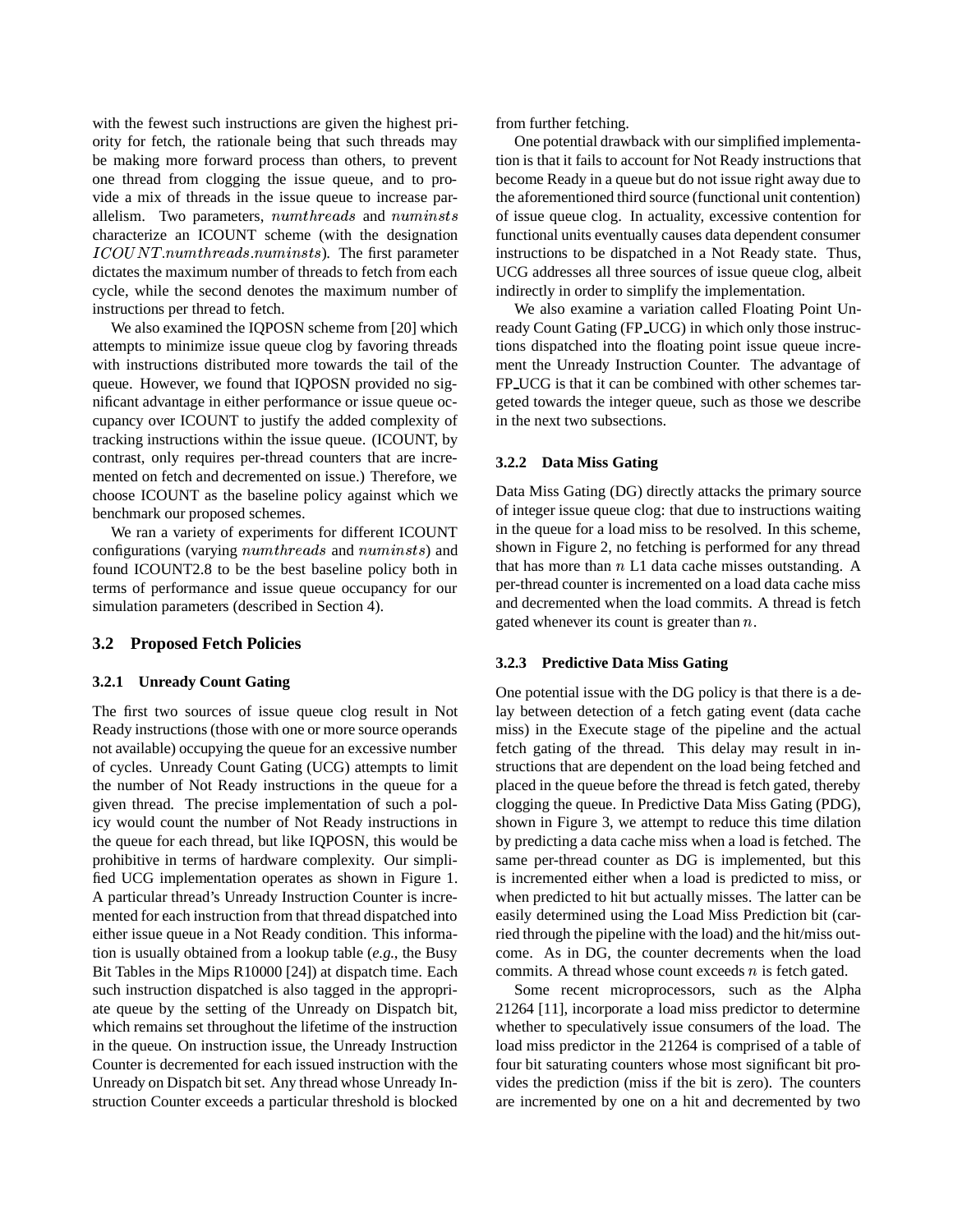with the fewest such instructions are given the highest priority for fetch, the rationale being that such threads may be making more forward process than others, to prevent one thread from clogging the issue queue, and to provide a mix of threads in the issue queue to increase parallelism. Two parameters, $numthreads$ and $numinsts$ characterize an ICOUNT scheme (with the designation $ICOUNT.numthreads.numinsts$). The first parameter dictates the maximum number of threads to fetch from each cycle, while the second denotes the maximum number of instructions per thread to fetch.

We also examined the IQPOSN scheme from [20] which attempts to minimize issue queue clog by favoring threads with instructions distributed more towards the tail of the queue. However, we found that IQPOSN provided no significant advantage in either performance or issue queue occupancy over ICOUNT to justify the added complexity of tracking instructions within the issue queue. (ICOUNT, by contrast, only requires per-thread counters that are incremented on fetch and decremented on issue.) Therefore, we choose ICOUNT as the baseline policy against which we benchmark our proposed schemes.

We ran a variety of experiments for different ICOUNT configurations (varying $numthreads$ and $numinsts$) and found ICOUNT2.8 to be the best baseline policy both in terms of performance and issue queue occupancy for our simulation parameters (described in Section 4).

## 3.2 Proposed Fetch Policies

### 3.2.1 Unready Count Gating

The first two sources of issue queue clog result in Not Ready instructions (those with one or more source operands not available) occupying the queue for an excessive number of cycles. Unready Count Gating (UCG) attempts to limit the number of Not Ready instructions in the queue for a given thread. The precise implementation of such a policy would count the number of Not Ready instructions in the queue for each thread, but like IQPOSN, this would be prohibitive in terms of hardware complexity. Our simplified UCG implementation operates as shown in Figure 1. A particular thread's Unready Instruction Counter is incremented for each instruction from that thread dispatched into either issue queue in a Not Ready condition. This information is usually obtained from a lookup table (*e.g.*, the Busy Bit Tables in the Mips R10000 [24]) at dispatch time. Each such instruction dispatched is also tagged in the appropriate queue by the setting of the Unready on Dispatch bit, which remains set throughout the lifetime of the instruction in the queue. On instruction issue, the Unready Instruction Counter is decremented for each issued instruction with the Unready on Dispatch bit set. Any thread whose Unready Instruction Counter exceeds a particular threshold is blocked from further fetching.

One potential drawback with our simplified implementation is that it fails to account for Not Ready instructions that become Ready in a queue but do not issue right away due to the aforementioned third source (functional unit contention) of issue queue clog. In actuality, excessive contention for functional units eventually causes data dependent consumer instructions to be dispatched in a Not Ready state. Thus, UCG addresses all three sources of issue queue clog, albeit indirectly in order to simplify the implementation.

We also examine a variation called Floating Point Unready Count Gating (FP_UCG) in which only those instructions dispatched into the floating point issue queue increment the Unready Instruction Counter. The advantage of FP_UCG is that it can be combined with other schemes targeted towards the integer queue, such as those we describe in the next two subsections.

### 3.2.2 Data Miss Gating

Data Miss Gating (DG) directly attacks the primary source of integer issue queue clog: that due to instructions waiting in the queue for a load miss to be resolved. In this scheme, shown in Figure 2, no fetching is performed for any thread that has more than $n$ L1 data cache misses outstanding. A per-thread counter is incremented on a load data cache miss and decremented when the load commits. A thread is fetch gated whenever its count is greater than $n$.

### 3.2.3 Predictive Data Miss Gating

One potential issue with the DG policy is that there is a delay between detection of a fetch gating event (data cache miss) in the Execute stage of the pipeline and the actual fetch gating of the thread. This delay may result in instructions that are dependent on the load being fetched and placed in the queue before the thread is fetch gated, thereby clogging the queue. In Predictive Data Miss Gating (PDG), shown in Figure 3, we attempt to reduce this time dilation by predicting a data cache miss when a load is fetched. The same per-thread counter as DG is implemented, but this is incremented either when a load is predicted to miss, or when predicted to hit but actually misses. The latter can be easily determined using the Load Miss Prediction bit (carried through the pipeline with the load) and the hit/miss outcome. As in DG, the counter decrements when the load commits. A thread whose count exceeds $n$ is fetch gated.

Some recent microprocessors, such as the Alpha 21264 [11], incorporate a load miss predictor to determine whether to speculatively issue consumers of the load. The load miss predictor in the 21264 is comprised of a table of four bit saturating counters whose most significant bit provides the prediction (miss if the bit is zero). The counters are incremented by one on a hit and decremented by two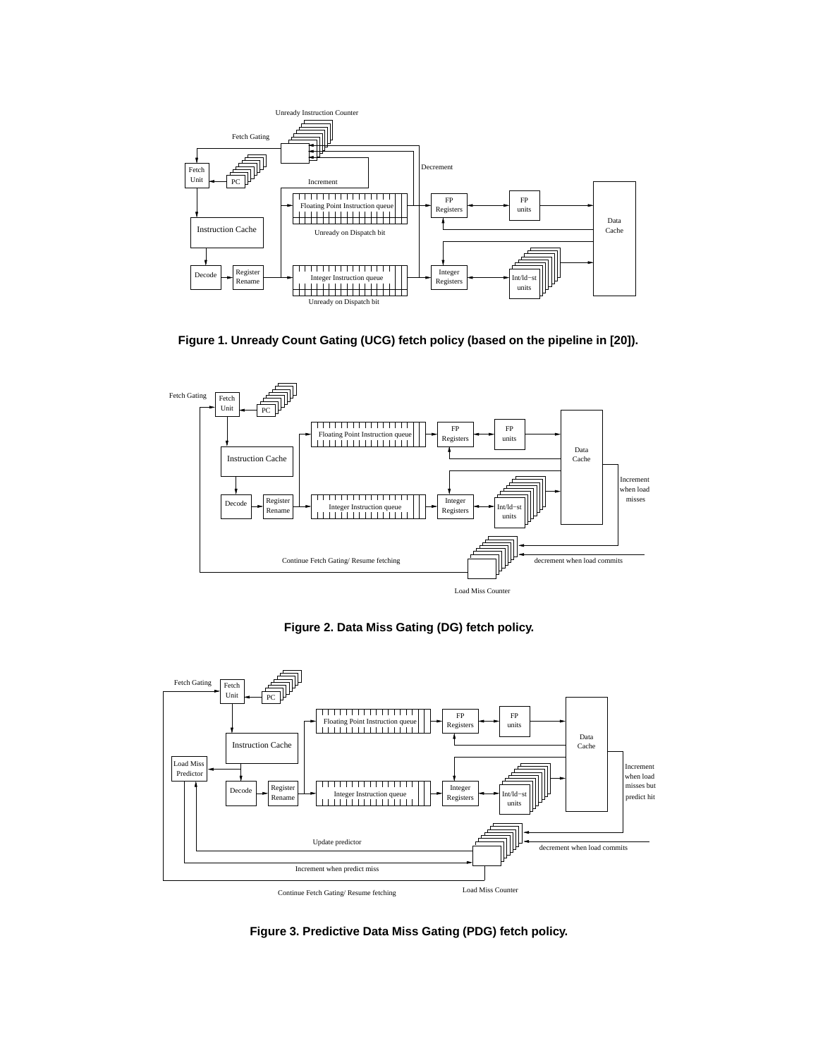Figure 1. Unready Count Gating (UCG) fetch policy (based on the pipeline in [20]).

Figure 2. Data Miss Gating (DG) fetch policy.

Figure 3. Predictive Data Miss Gating (PDG) fetch policy.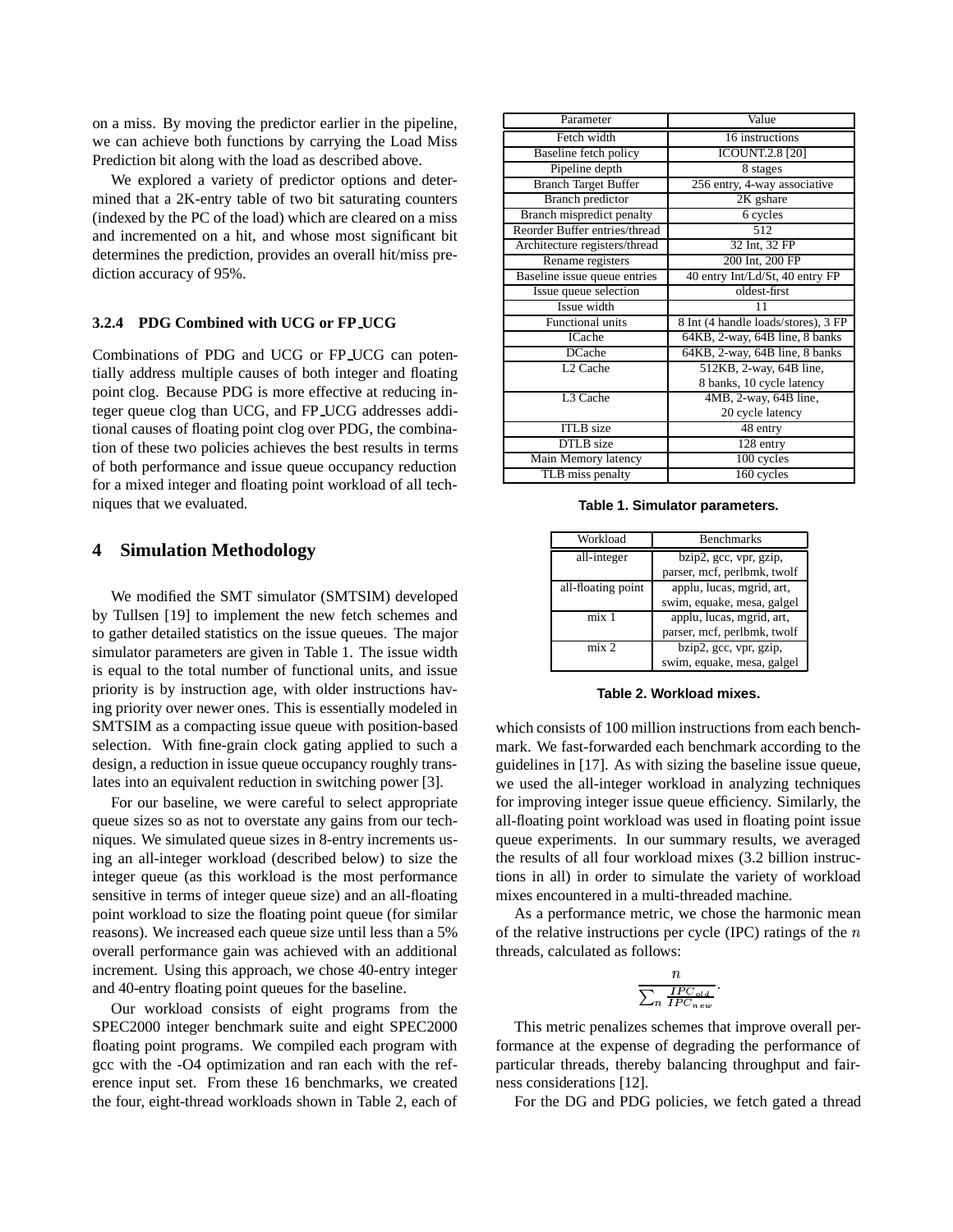on a miss. By moving the predictor earlier in the pipeline, we can achieve both functions by carrying the Load Miss Prediction bit along with the load as described above.

We explored a variety of predictor options and determined that a 2K-entry table of two bit saturating counters (indexed by the PC of the load) which are cleared on a miss and incremented on a hit, and whose most significant bit determines the prediction, provides an overall hit/miss prediction accuracy of 95%.

#### 3.2.4 PDG Combined with UCG or FP_UCG

Combinations of PDG and UCG or FP_UCG can potentially address multiple causes of both integer and floating point clog. Because PDG is more effective at reducing integer queue clog than UCG, and FP_UCG addresses additional causes of floating point clog over PDG, the combination of these two policies achieves the best results in terms of both performance and issue queue occupancy reduction for a mixed integer and floating point workload of all techniques that we evaluated.

## 4 Simulation Methodology

We modified the SMT simulator (SMTSIM) developed by Tullsen [19] to implement the new fetch schemes and to gather detailed statistics on the issue queues. The major simulator parameters are given in Table 1. The issue width is equal to the total number of functional units, and issue priority is by instruction age, with older instructions having priority over newer ones. This is essentially modeled in SMTSIM as a compacting issue queue with position-based selection. With fine-grain clock gating applied to such a design, a reduction in issue queue occupancy roughly translates into an equivalent reduction in switching power [3].

For our baseline, we were careful to select appropriate queue sizes so as not to overstate any gains from our techniques. We simulated queue sizes in 8-entry increments using an all-integer workload (described below) to size the integer queue (as this workload is the most performance sensitive in terms of integer queue size) and an all-floating point workload to size the floating point queue (for similar reasons). We increased each queue size until less than a 5% overall performance gain was achieved with an additional increment. Using this approach, we chose 40-entry integer and 40-entry floating point queues for the baseline.

Our workload consists of eight programs from the SPEC2000 integer benchmark suite and eight SPEC2000 floating point programs. We compiled each program with gcc with the -O4 optimization and ran each with the reference input set. From these 16 benchmarks, we created the four, eight-thread workloads shown in Table 2, each of which consists of 100 million instructions from each benchmark. We fast-forwarded each benchmark according to the guidelines in [17]. As with sizing the baseline issue queue, we used the all-integer workload in analyzing techniques for improving integer issue queue efficiency. Similarly, the all-floating point workload was used in floating point issue queue experiments. In our summary results, we averaged the results of all four workload mixes (3.2 billion instructions in all) in order to simulate the variety of workload mixes encountered in a multi-threaded machine.

| Parameter | Value |
|---|---|
| Fetch width | 16 instructions |
| Baseline fetch policy | ICOUNT.2.8 [20] |
| Pipeline depth | 8 stages |
| Branch Target Buffer | 256 entry, 4-way associative |
| Branch predictor | 2K gshare |
| Branch mispredict penalty | 6 cycles |
| Reorder Buffer entries/thread | 512 |
| Architecture registers/thread | 32 Int, 32 FP |
| Rename registers | 200 Int, 200 FP |
| Baseline issue queue entries | 40 entry Int/Ld/St, 40 entry FP |
| Issue queue selection | oldest-first |
| Issue width | 11 |
| Functional units | 8 Int (4 handle loads/stores), 3 FP |
| ICache | 64KB, 2-way, 64B line, 8 banks |
| DCache | 64KB, 2-way, 64B line, 8 banks |
| L2 Cache | 512KB, 2-way, 64B line, 8 banks, 10 cycle latency |
| L3 Cache | 4MB, 2-way, 64B line, 20 cycle latency |
| ITLB size | 48 entry |
| DTLB size | 128 entry |
| Main Memory latency | 100 cycles |
| TLB miss penalty | 160 cycles |

**Table 1. Simulator parameters.**

| Workload | Benchmarks |
|---|---|
| all-integer | bzip2, gcc, vpr, gzip, parser, mcf, perlbmk, twolf |
| all-floating point | applu, lucas, mgrid, art, swim, equake, mesa, galgel |
| mix 1 | applu, lucas, mgrid, art, parser, mcf, perlbmk, twolf |
| mix 2 | bzip2, gcc, vpr, gzip, swim, equake, mesa, galgel |

**Table 2. Workload mixes.**

As a performance metric, we chose the harmonic mean of the relative instructions per cycle (IPC) ratings of the $n$ threads, calculated as follows:

$$\frac{n}{\sum_n \frac{IPC_{old}}{IPC_{new}}}.$$

This metric penalizes schemes that improve overall performance at the expense of degrading the performance of particular threads, thereby balancing throughput and fairness considerations [12].

For the DG and PDG policies, we fetch gated a thread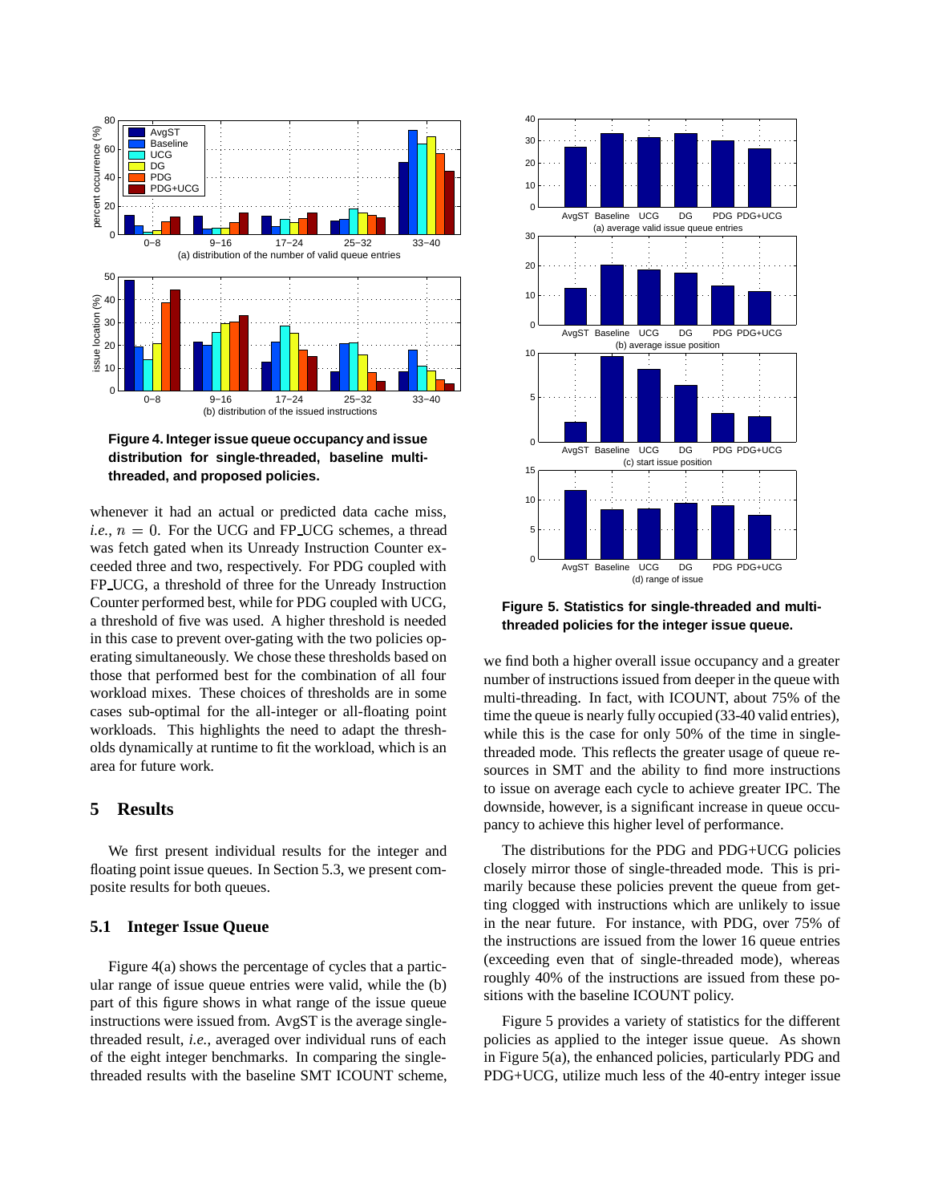**Figure 4. Integer issue queue occupancy and issue distribution for single-threaded, baseline multi-threaded, and proposed policies.**

whenever it had an actual or predicted data cache miss, *i.e.*, $n = 0$. For the UCG and FP_UCG schemes, a thread was fetch gated when its Unready Instruction Counter exceeded three and two, respectively. For PDG coupled with FP_UCG, a threshold of three for the Unready Instruction Counter performed best, while for PDG coupled with UCG, a threshold of five was used. A higher threshold is needed in this case to prevent over-gating with the two policies operating simultaneously. We chose these thresholds based on those that performed best for the combination of all four workload mixes. These choices of thresholds are in some cases sub-optimal for the all-integer or all-floating point workloads. This highlights the need to adapt the thresholds dynamically at runtime to fit the workload, which is an area for future work.

## 5 Results

We first present individual results for the integer and floating point issue queues. In Section 5.3, we present composite results for both queues.

### 5.1 Integer Issue Queue

Figure 4(a) shows the percentage of cycles that a particular range of issue queue entries were valid, while the (b) part of this figure shows in what range of the issue queue instructions were issued from. AvgST is the average single-threaded result, *i.e.*, averaged over individual runs of each of the eight integer benchmarks. In comparing the single-threaded results with the baseline SMT ICOUNT scheme,

**Figure 5. Statistics for single-threaded and multi-threaded policies for the integer issue queue.**

we find both a higher overall issue occupancy and a greater number of instructions issued from deeper in the queue with multi-threading. In fact, with ICOUNT, about 75% of the time the queue is nearly fully occupied (33-40 valid entries), while this is the case for only 50% of the time in single-threaded mode. This reflects the greater usage of queue resources in SMT and the ability to find more instructions to issue on average each cycle to achieve greater IPC. The downside, however, is a significant increase in queue occupancy to achieve this higher level of performance.

The distributions for the PDG and PDG+UCG policies closely mirror those of single-threaded mode. This is primarily because these policies prevent the queue from getting clogged with instructions which are unlikely to issue in the near future. For instance, with PDG, over 75% of the instructions are issued from the lower 16 queue entries (exceeding even that of single-threaded mode), whereas roughly 40% of the instructions are issued from these positions with the baseline ICOUNT policy.

Figure 5 provides a variety of statistics for the different policies as applied to the integer issue queue. As shown in Figure 5(a), the enhanced policies, particularly PDG and PDG+UCG, utilize much less of the 40-entry integer issue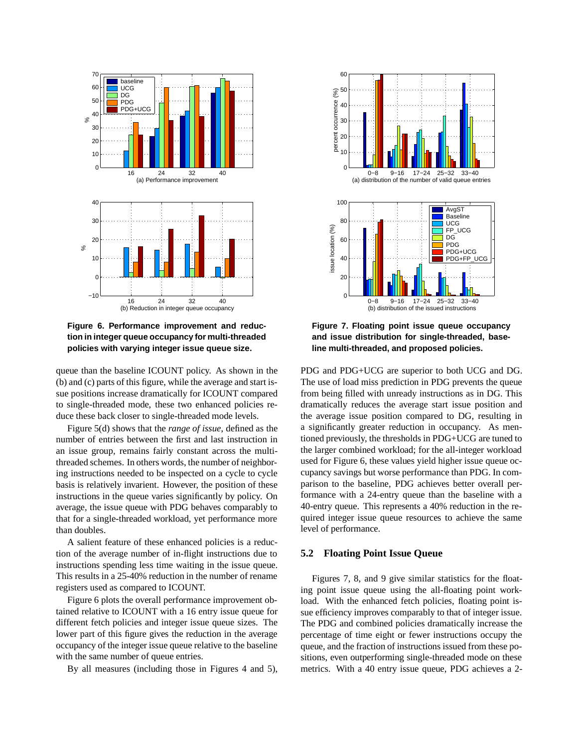Figure 6. Performance improvement and reduction in integer queue occupancy for multi-threaded policies with varying integer issue queue size.

Figure 7. Floating point issue queue occupancy and issue distribution for single-threaded, baseline multi-threaded, and proposed policies.

queue than the baseline ICOUNT policy. As shown in the (b) and (c) parts of this figure, while the average and start issue positions increase dramatically for ICOUNT compared to single-threaded mode, these two enhanced policies reduce these back closer to single-threaded mode levels.

Figure 5(d) shows that the *range of issue*, defined as the number of entries between the first and last instruction in an issue group, remains fairly constant across the multi-threaded schemes. In others words, the number of neighboring instructions needed to be inspected on a cycle to cycle basis is relatively invarient. However, the position of these instructions in the queue varies significantly by policy. On average, the issue queue with PDG behaves comparably to that for a single-threaded workload, yet performance more than doubles.

A salient feature of these enhanced policies is a reduction of the average number of in-flight instructions due to instructions spending less time waiting in the issue queue. This results in a 25-40% reduction in the number of rename registers used as compared to ICOUNT.

Figure 6 plots the overall performance improvement obtained relative to ICOUNT with a 16 entry issue queue for different fetch policies and integer issue queue sizes. The lower part of this figure gives the reduction in the average occupancy of the integer issue queue relative to the baseline with the same number of queue entries.

By all measures (including those in Figures 4 and 5), PDG and PDG+UCG are superior to both UCG and DG. The use of load miss prediction in PDG prevents the queue from being filled with unready instructions as in DG. This dramatically reduces the average start issue position and the average issue position compared to DG, resulting in a significantly greater reduction in occupancy. As mentioned previously, the thresholds in PDG+UCG are tuned to the larger combined workload; for the all-integer workload used for Figure 6, these values yield higher issue queue occupancy savings but worse performance than PDG. In comparison to the baseline, PDG achieves better overall performance with a 24-entry queue than the baseline with a 40-entry queue. This represents a 40% reduction in the required integer issue queue resources to achieve the same level of performance.

### 5.2 Floating Point Issue Queue

Figures 7, 8, and 9 give similar statistics for the floating point issue queue using the all-floating point workload. With the enhanced fetch policies, floating point issue efficiency improves comparably to that of integer issue. The PDG and combined policies dramatically increase the percentage of time eight or fewer instructions occupy the queue, and the fraction of instructions issued from these positions, even outperforming single-threaded mode on these metrics. With a 40 entry issue queue, PDG achieves a 2-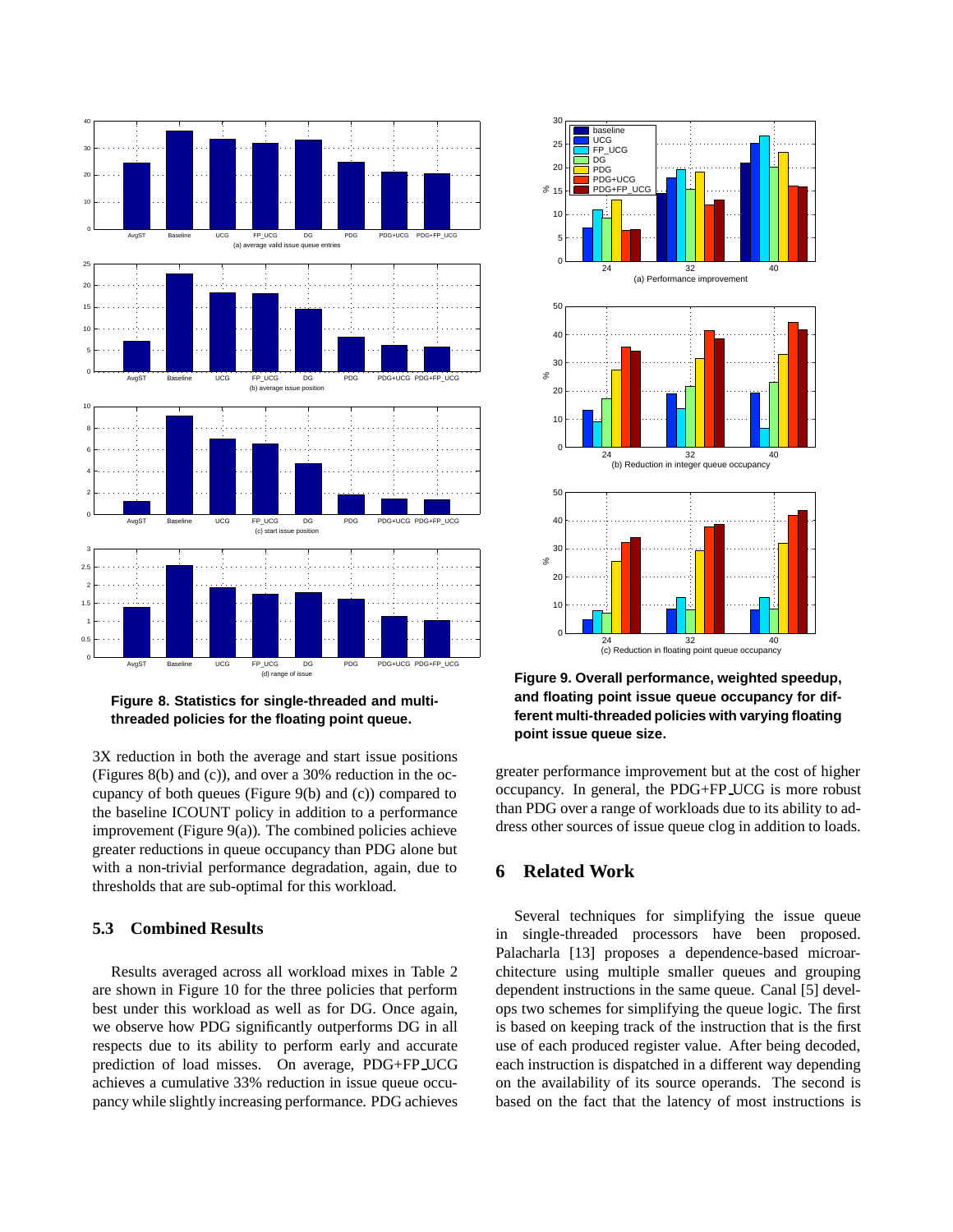**Figure 8. Statistics for single-threaded and multi-threaded policies for the floating point queue.**

**Figure 9. Overall performance, weighted speedup, and floating point issue queue occupancy for different multi-threaded policies with varying floating point issue queue size.**

3X reduction in both the average and start issue positions (Figures 8(b) and (c)), and over a 30% reduction in the occupancy of both queues (Figure 9(b) and (c)) compared to the baseline ICOUNT policy in addition to a performance improvement (Figure 9(a)). The combined policies achieve greater reductions in queue occupancy than PDG alone but with a non-trivial performance degradation, again, due to thresholds that are sub-optimal for this workload.

### 5.3 Combined Results

Results averaged across all workload mixes in Table 2 are shown in Figure 10 for the three policies that perform best under this workload as well as for DG. Once again, we observe how PDG significantly outperforms DG in all respects due to its ability to perform early and accurate prediction of load misses. On average, PDG+FP_UCG achieves a cumulative 33% reduction in issue queue occupancy while slightly increasing performance. PDG achieves greater performance improvement but at the cost of higher occupancy. In general, the PDG+FP_UCG is more robust than PDG over a range of workloads due to its ability to address other sources of issue queue clog in addition to loads.

## 6 Related Work

Several techniques for simplifying the issue queue in single-threaded processors have been proposed. Palacharla [13] proposes a dependence-based microarchitecture using multiple smaller queues and grouping dependent instructions in the same queue. Canal [5] develops two schemes for simplifying the queue logic. The first is based on keeping track of the instruction that is the first use of each produced register value. After being decoded, each instruction is dispatched in a different way depending on the availability of its source operands. The second is based on the fact that the latency of most instructions is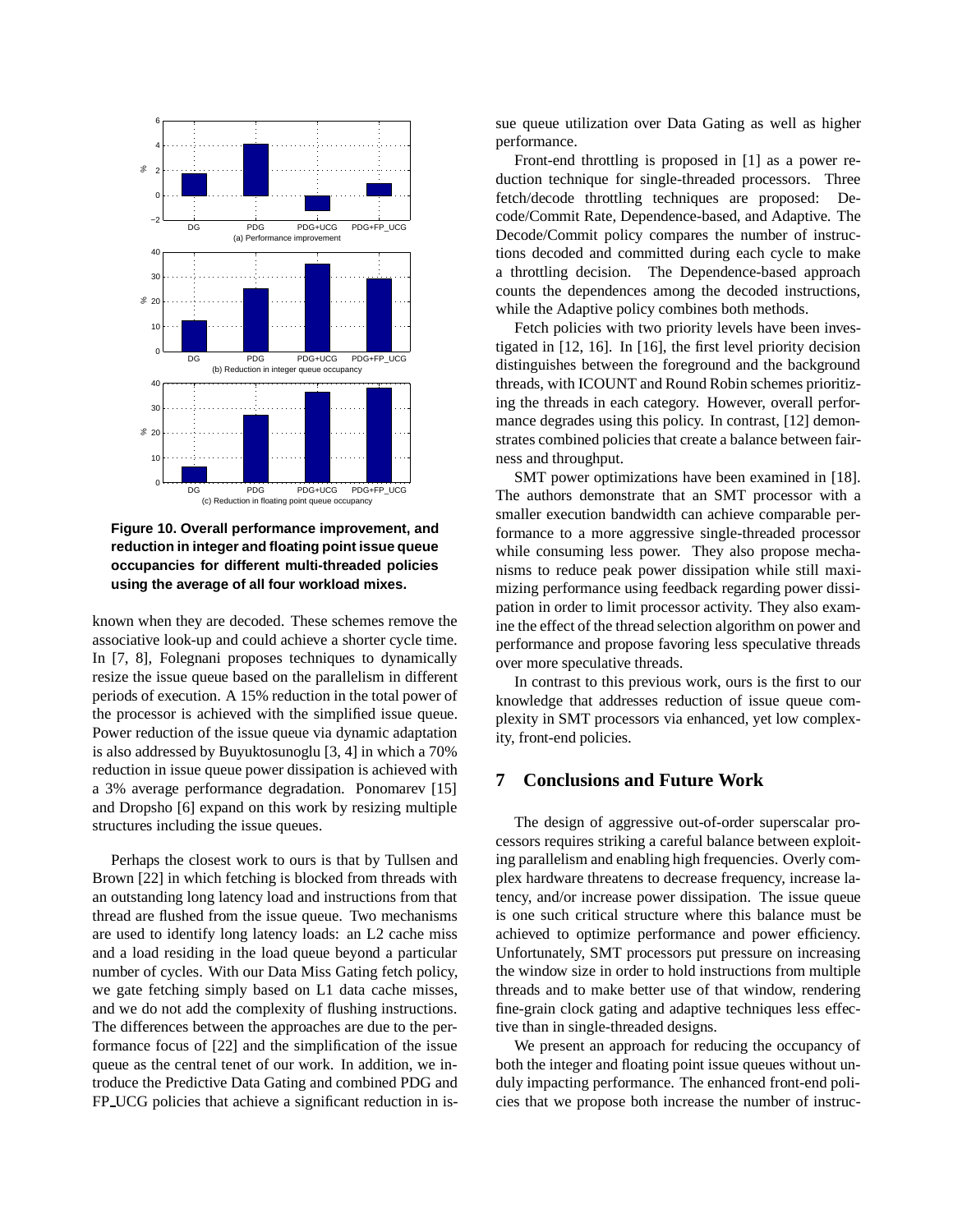**Figure 10. Overall performance improvement, and reduction in integer and floating point issue queue occupancies for different multi-threaded policies using the average of all four workload mixes.**

known when they are decoded. These schemes remove the associative look-up and could achieve a shorter cycle time. In [7, 8], Folegnani proposes techniques to dynamically resize the issue queue based on the parallelism in different periods of execution. A 15% reduction in the total power of the processor is achieved with the simplified issue queue. Power reduction of the issue queue via dynamic adaptation is also addressed by Buyuktosunoglu [3, 4] in which a 70% reduction in issue queue power dissipation is achieved with a 3% average performance degradation. Ponomarev [15] and Dropsho [6] expand on this work by resizing multiple structures including the issue queues.

Perhaps the closest work to ours is that by Tullsen and Brown [22] in which fetching is blocked from threads with an outstanding long latency load and instructions from that thread are flushed from the issue queue. Two mechanisms are used to identify long latency loads: an L2 cache miss and a load residing in the load queue beyond a particular number of cycles. With our Data Miss Gating fetch policy, we gate fetching simply based on L1 data cache misses, and we do not add the complexity of flushing instructions. The differences between the approaches are due to the performance focus of [22] and the simplification of the issue queue as the central tenet of our work. In addition, we introduce the Predictive Data Gating and combined PDG and FP_UCG policies that achieve a significant reduction in issue queue utilization over Data Gating as well as higher performance.

Front-end throttling is proposed in [1] as a power reduction technique for single-threaded processors. Three fetch/decode throttling techniques are proposed: Decode/Commit Rate, Dependence-based, and Adaptive. The Decode/Commit policy compares the number of instructions decoded and committed during each cycle to make a throttling decision. The Dependence-based approach counts the dependences among the decoded instructions, while the Adaptive policy combines both methods.

Fetch policies with two priority levels have been investigated in [12, 16]. In [16], the first level priority decision distinguishes between the foreground and the background threads, with ICOUNT and Round Robin schemes prioritizing the threads in each category. However, overall performance degrades using this policy. In contrast, [12] demonstrates combined policies that create a balance between fairness and throughput.

SMT power optimizations have been examined in [18]. The authors demonstrate that an SMT processor with a smaller execution bandwidth can achieve comparable performance to a more aggressive single-threaded processor while consuming less power. They also propose mechanisms to reduce peak power dissipation while still maximizing performance using feedback regarding power dissipation in order to limit processor activity. They also examine the effect of the thread selection algorithm on power and performance and propose favoring less speculative threads over more speculative threads.

In contrast to this previous work, ours is the first to our knowledge that addresses reduction of issue queue complexity in SMT processors via enhanced, yet low complexity, front-end policies.

## 7 Conclusions and Future Work

The design of aggressive out-of-order superscalar processors requires striking a careful balance between exploiting parallelism and enabling high frequencies. Overly complex hardware threatens to decrease frequency, increase latency, and/or increase power dissipation. The issue queue is one such critical structure where this balance must be achieved to optimize performance and power efficiency. Unfortunately, SMT processors put pressure on increasing the window size in order to hold instructions from multiple threads and to make better use of that window, rendering fine-grain clock gating and adaptive techniques less effective than in single-threaded designs.

We present an approach for reducing the occupancy of both the integer and floating point issue queues without unduly impacting performance. The enhanced front-end policies that we propose both increase the number of instruc-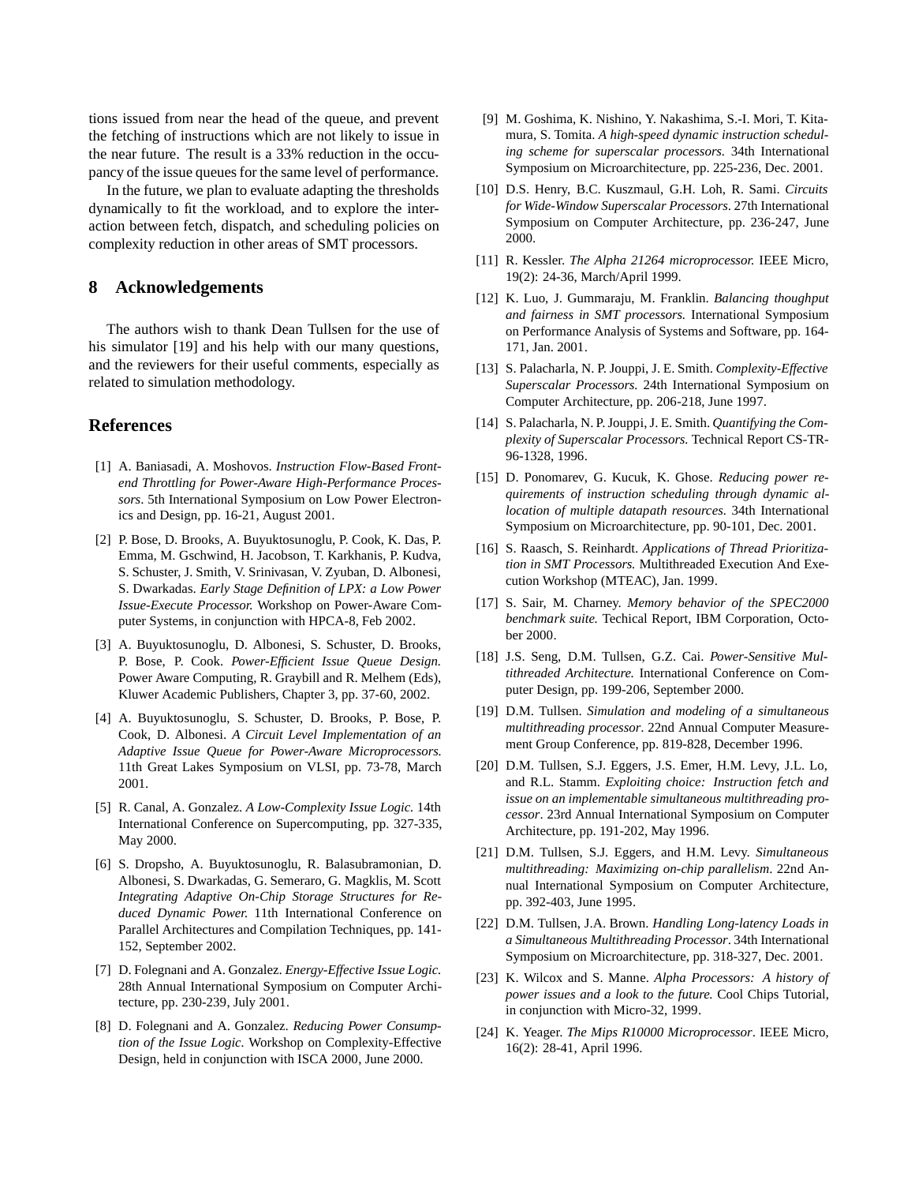tions issued from near the head of the queue, and prevent the fetching of instructions which are not likely to issue in the near future. The result is a 33% reduction in the occupancy of the issue queues for the same level of performance.

In the future, we plan to evaluate adapting the thresholds dynamically to fit the workload, and to explore the interaction between fetch, dispatch, and scheduling policies on complexity reduction in other areas of SMT processors.

## 8 Acknowledgements

The authors wish to thank Dean Tullsen for the use of his simulator [19] and his help with our many questions, and the reviewers for their useful comments, especially as related to simulation methodology.

## References

[1] A. Baniasadi, A. Moshovos. *Instruction Flow-Based Front-end Throttling for Power-Aware High-Performance Processors*. 5th International Symposium on Low Power Electronics and Design, pp. 16-21, August 2001.

[2] P. Bose, D. Brooks, A. Buyuktosunoglu, P. Cook, K. Das, P. Emma, M. Gschwind, H. Jacobson, T. Karkhanis, P. Kudva, S. Schuster, J. Smith, V. Srinivasan, V. Zyuban, D. Albonesi, S. Dwarkadas. *Early Stage Definition of LPX: a Low Power Issue-Execute Processor.* Workshop on Power-Aware Computer Systems, in conjunction with HPCA-8, Feb 2002.

[3] A. Buyuktosunoglu, D. Albonesi, S. Schuster, D. Brooks, P. Bose, P. Cook. *Power-Efficient Issue Queue Design.* Power Aware Computing, R. Graybill and R. Melhem (Eds), Kluwer Academic Publishers, Chapter 3, pp. 37-60, 2002.

[4] A. Buyuktosunoglu, S. Schuster, D. Brooks, P. Bose, P. Cook, D. Albonesi. *A Circuit Level Implementation of an Adaptive Issue Queue for Power-Aware Microprocessors.* 11th Great Lakes Symposium on VLSI, pp. 73-78, March 2001.

[5] R. Canal, A. Gonzalez. *A Low-Complexity Issue Logic.* 14th International Conference on Supercomputing, pp. 327-335, May 2000.

[6] S. Dropsho, A. Buyuktosunoglu, R. Balasubramonian, D. Albonesi, S. Dwarkadas, G. Semeraro, G. Magklis, M. Scott *Integrating Adaptive On-Chip Storage Structures for Reduced Dynamic Power.* 11th International Conference on Parallel Architectures and Compilation Techniques, pp. 141-152, September 2002.

[7] D. Folegnani and A. Gonzalez. *Energy-Effective Issue Logic.* 28th Annual International Symposium on Computer Architecture, pp. 230-239, July 2001.

[8] D. Folegnani and A. Gonzalez. *Reducing Power Consumption of the Issue Logic.* Workshop on Complexity-Effective Design, held in conjunction with ISCA 2000, June 2000.

[9] M. Goshima, K. Nishino, Y. Nakashima, S.-I. Mori, T. Kitamura, S. Tomita. *A high-speed dynamic instruction scheduling scheme for superscalar processors.* 34th International Symposium on Microarchitecture, pp. 225-236, Dec. 2001.

[10] D.S. Henry, B.C. Kuszmaul, G.H. Loh, R. Sami. *Circuits for Wide-Window Superscalar Processors*. 27th International Symposium on Computer Architecture, pp. 236-247, June 2000.

[11] R. Kessler. *The Alpha 21264 microprocessor.* IEEE Micro, 19(2): 24-36, March/April 1999.

[12] K. Luo, J. Gummaraju, M. Franklin. *Balancing thoughput and fairness in SMT processors.* International Symposium on Performance Analysis of Systems and Software, pp. 164-171, Jan. 2001.

[13] S. Palacharla, N. P. Jouppi, J. E. Smith. *Complexity-Effective Superscalar Processors.* 24th International Symposium on Computer Architecture, pp. 206-218, June 1997.

[14] S. Palacharla, N. P. Jouppi, J. E. Smith. *Quantifying the Complexity of Superscalar Processors.* Technical Report CS-TR-96-1328, 1996.

[15] D. Ponomarev, G. Kucuk, K. Ghose. *Reducing power requirements of instruction scheduling through dynamic allocation of multiple datapath resources.* 34th International Symposium on Microarchitecture, pp. 90-101, Dec. 2001.

[16] S. Raasch, S. Reinhardt. *Applications of Thread Prioritization in SMT Processors.* Multithreaded Execution And Execution Workshop (MTEAC), Jan. 1999.

[17] S. Sair, M. Charney. *Memory behavior of the SPEC2000 benchmark suite.* Techical Report, IBM Corporation, October 2000.

[18] J.S. Seng, D.M. Tullsen, G.Z. Cai. *Power-Sensitive Multithreaded Architecture.* International Conference on Computer Design, pp. 199-206, September 2000.

[19] D.M. Tullsen. *Simulation and modeling of a simultaneous multithreading processor*. 22nd Annual Computer Measurement Group Conference, pp. 819-828, December 1996.

[20] D.M. Tullsen, S.J. Eggers, J.S. Emer, H.M. Levy, J.L. Lo, and R.L. Stamm. *Exploiting choice: Instruction fetch and issue on an implementable simultaneous multithreading processor*. 23rd Annual International Symposium on Computer Architecture, pp. 191-202, May 1996.

[21] D.M. Tullsen, S.J. Eggers, and H.M. Levy. *Simultaneous multithreading: Maximizing on-chip parallelism*. 22nd Annual International Symposium on Computer Architecture, pp. 392-403, June 1995.

[22] D.M. Tullsen, J.A. Brown. *Handling Long-latency Loads in a Simultaneous Multithreading Processor*. 34th International Symposium on Microarchitecture, pp. 318-327, Dec. 2001.

[23] K. Wilcox and S. Manne. *Alpha Processors: A history of power issues and a look to the future.* Cool Chips Tutorial, in conjunction with Micro-32, 1999.

[24] K. Yeager. *The Mips R10000 Microprocessor*. IEEE Micro, 16(2): 28-41, April 1996.